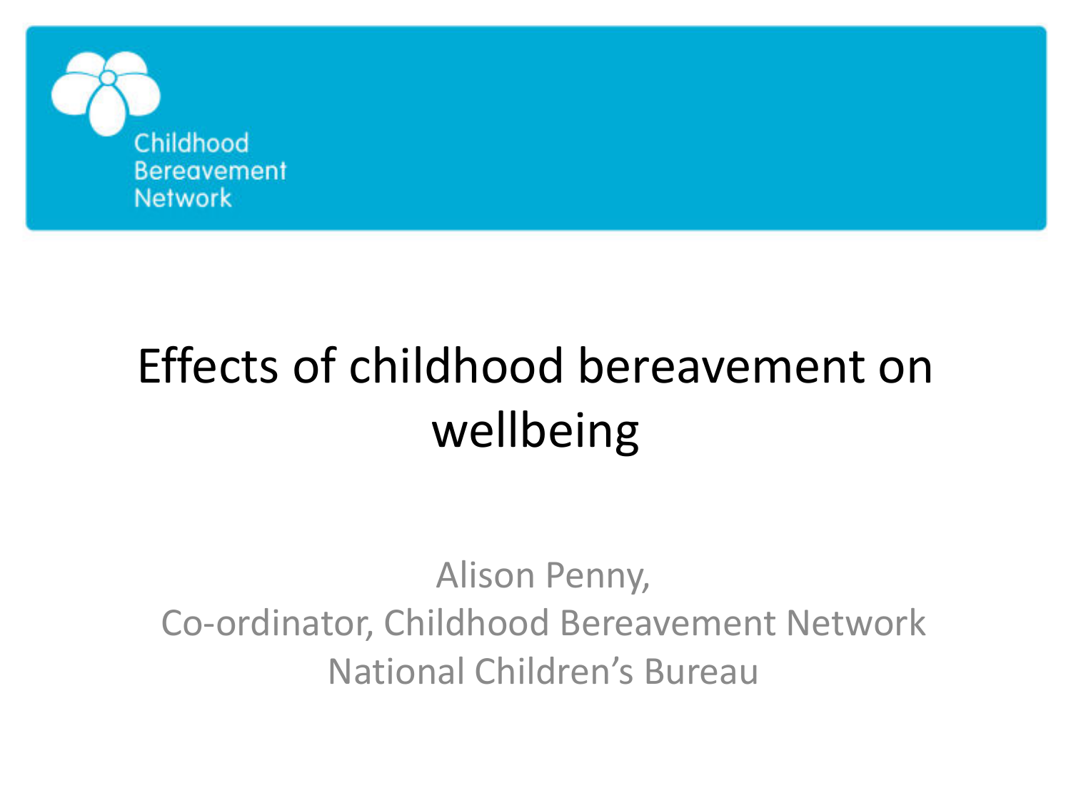Childhood Bereavement Network

# Effects of childhood bereavement on wellbeing

Alison Penny,
Co-ordinator, Childhood Bereavement Network
National Children's Bureau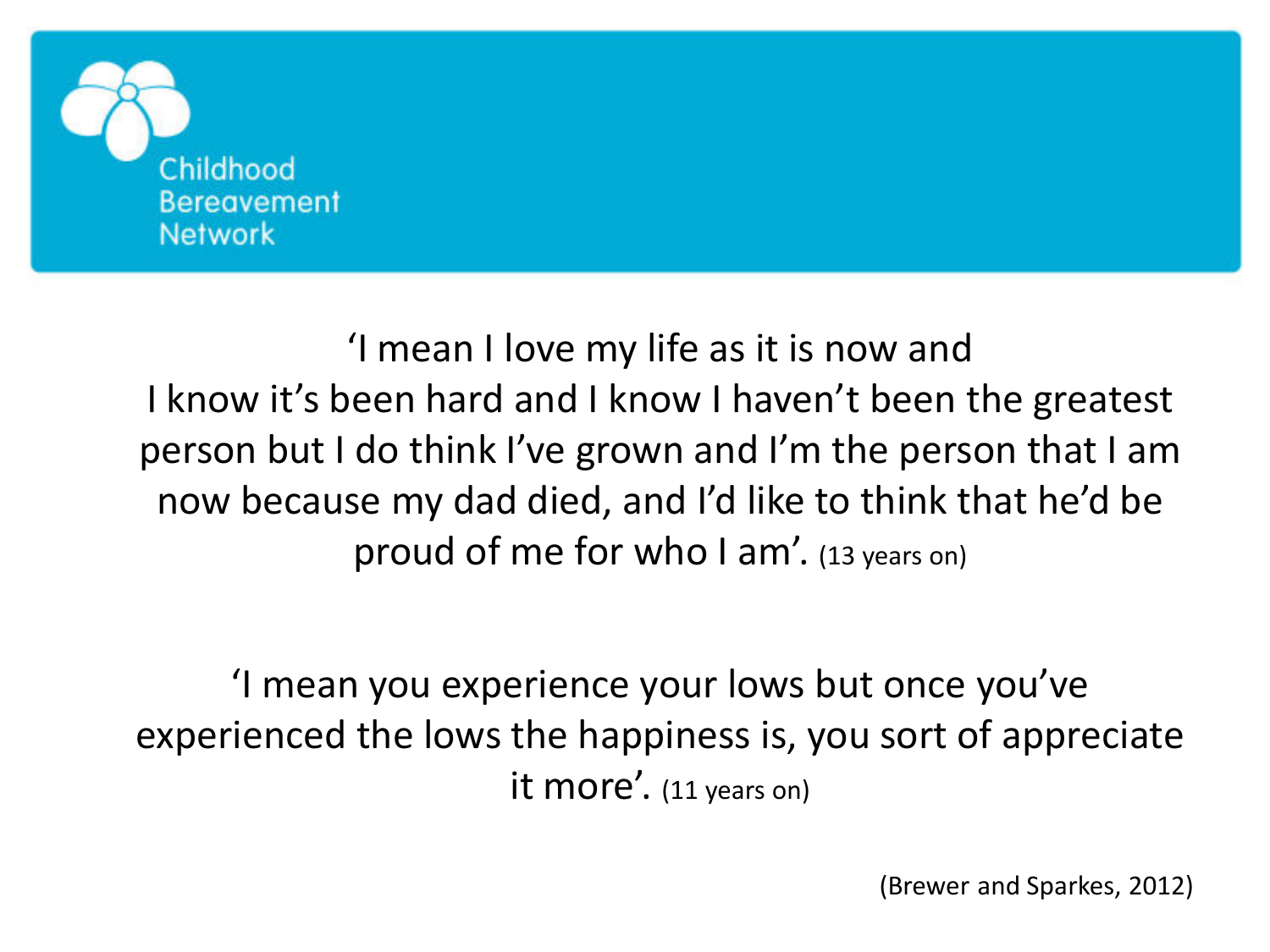Childhood Bereavement Network

'I mean I love my life as it is now and I know it's been hard and I know I haven't been the greatest person but I do think I've grown and I'm the person that I am now because my dad died, and I'd like to think that he'd be proud of me for who I am'. (13 years on)

'I mean you experience your lows but once you've experienced the lows the happiness is, you sort of appreciate it more'. (11 years on)

(Brewer and Sparkes, 2012)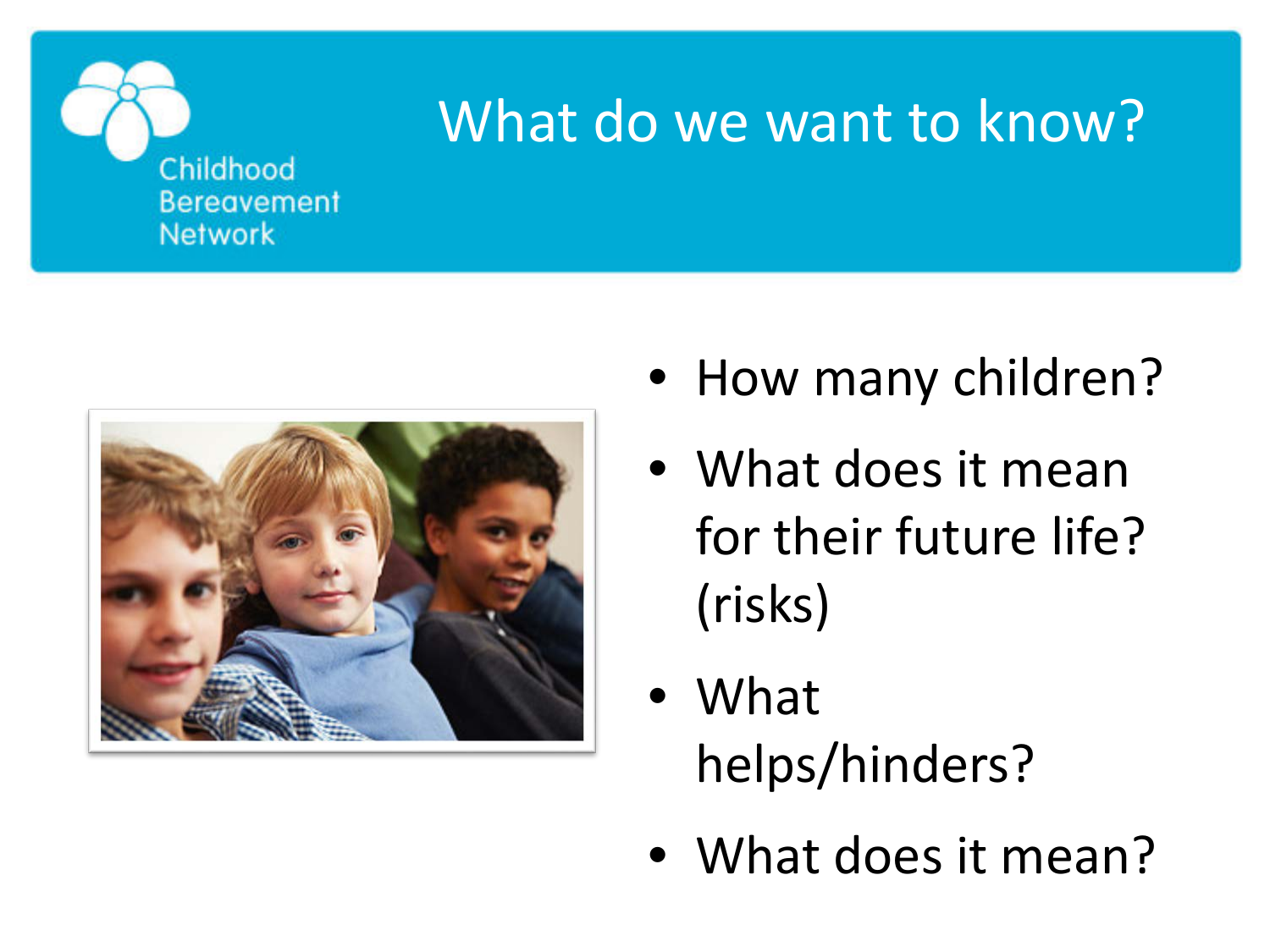Childhood Bereavement Network

# What do we want to know?

- How many children?
- What does it mean for their future life? (risks)
- What helps/hinders?
- What does it mean?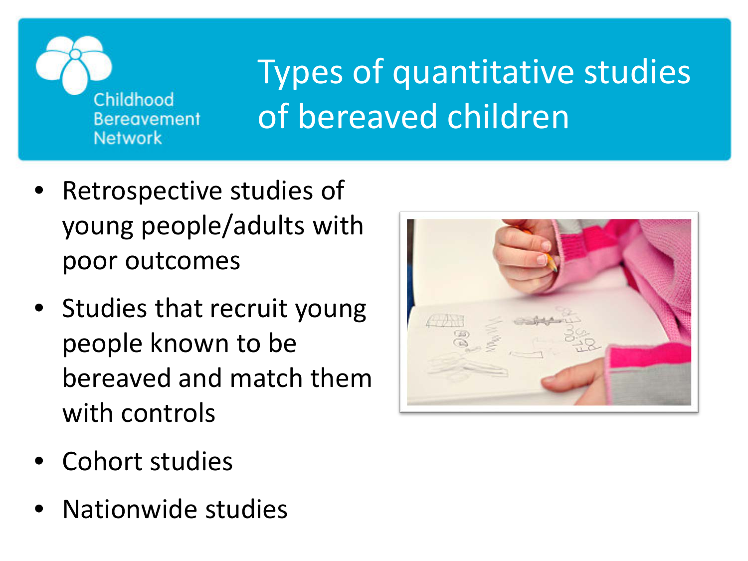# Types of quantitative studies of bereaved children

- Retrospective studies of young people/adults with poor outcomes
- Studies that recruit young people known to be bereaved and match them with controls
- Cohort studies
- Nationwide studies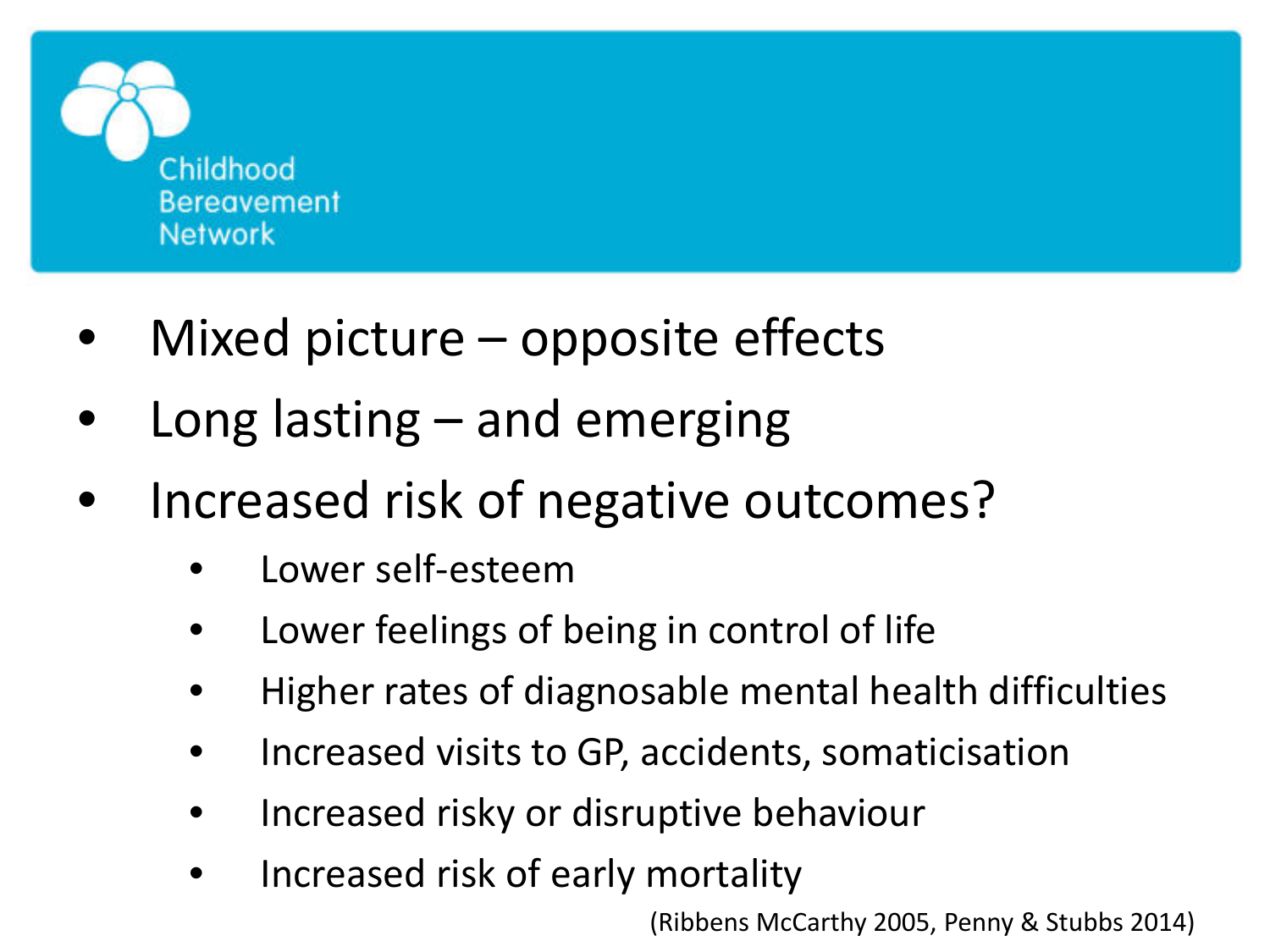- Mixed picture – opposite effects
- Long lasting – and emerging
- Increased risk of negative outcomes?
  - Lower self-esteem
  - Lower feelings of being in control of life
  - Higher rates of diagnosable mental health difficulties
  - Increased visits to GP, accidents, somaticisation
  - Increased risky or disruptive behaviour
  - Increased risk of early mortality

(Ribbens McCarthy 2005, Penny & Stubbs 2014)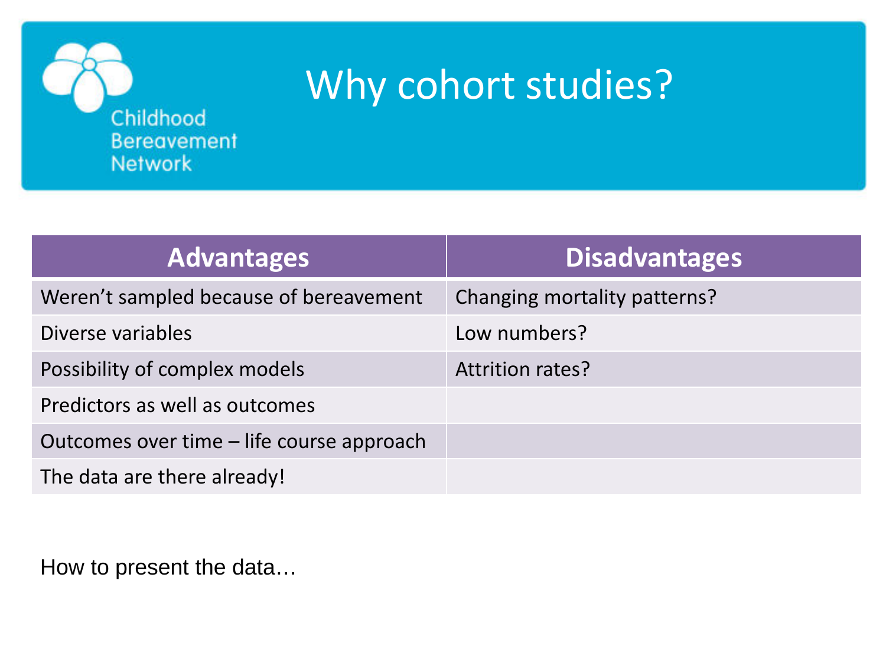Childhood Bereavement Network

# Why cohort studies?

| Advantages | Disadvantages |
| --- | --- |
| Weren’t sampled because of bereavement | Changing mortality patterns? |
| Diverse variables | Low numbers? |
| Possibility of complex models | Attrition rates? |
| Predictors as well as outcomes | |
| Outcomes over time – life course approach | |
| The data are there already! | |

How to present the data…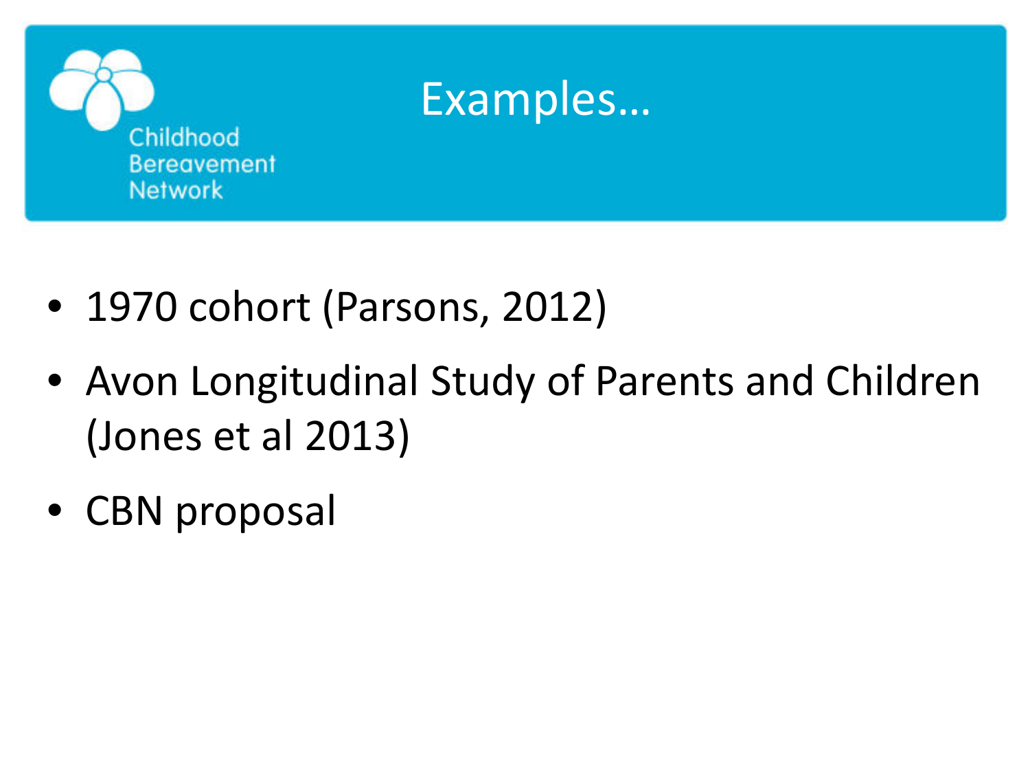# Examples…

- 1970 cohort (Parsons, 2012)
- Avon Longitudinal Study of Parents and Children (Jones et al 2013)
- CBN proposal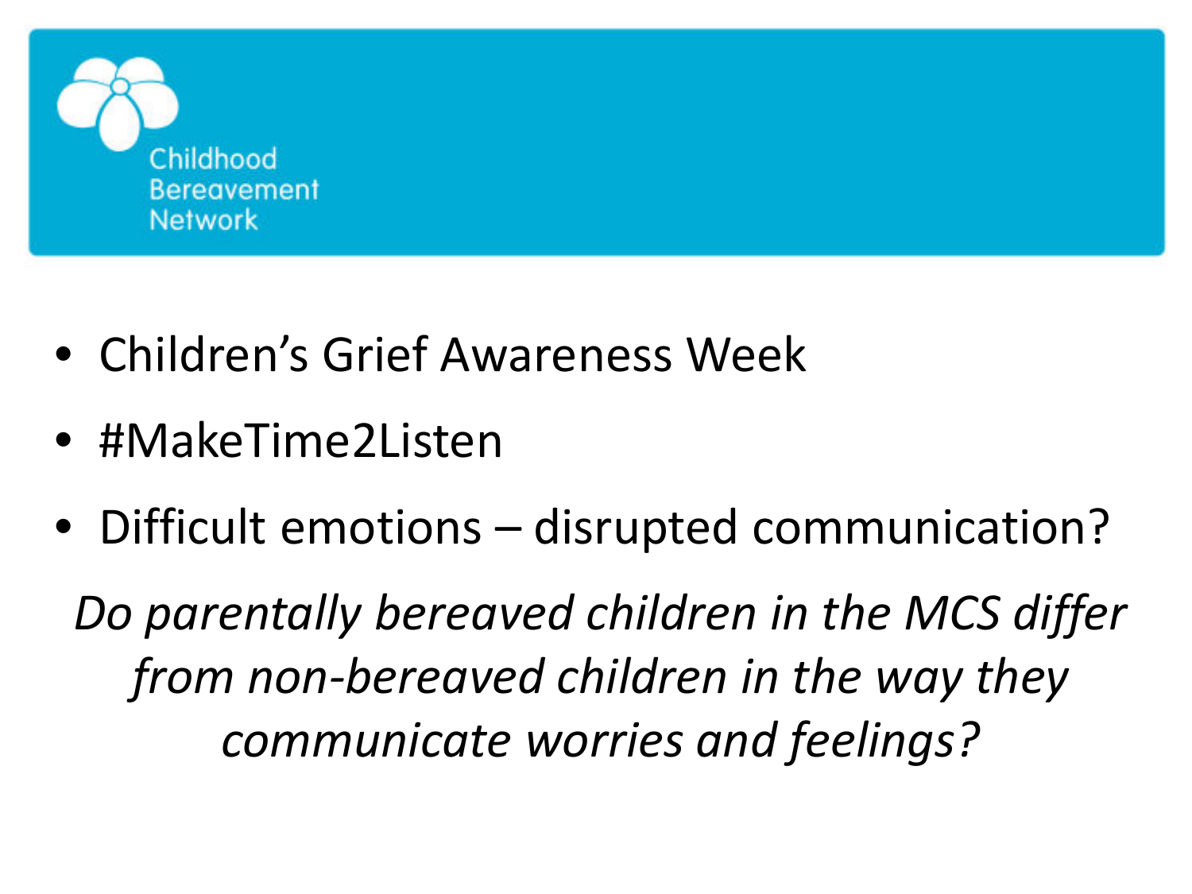Childhood Bereavement Network

- Children's Grief Awareness Week
- #MakeTime2Listen
- Difficult emotions – disrupted communication?

*Do parentally bereaved children in the MCS differ from non-bereaved children in the way they communicate worries and feelings?*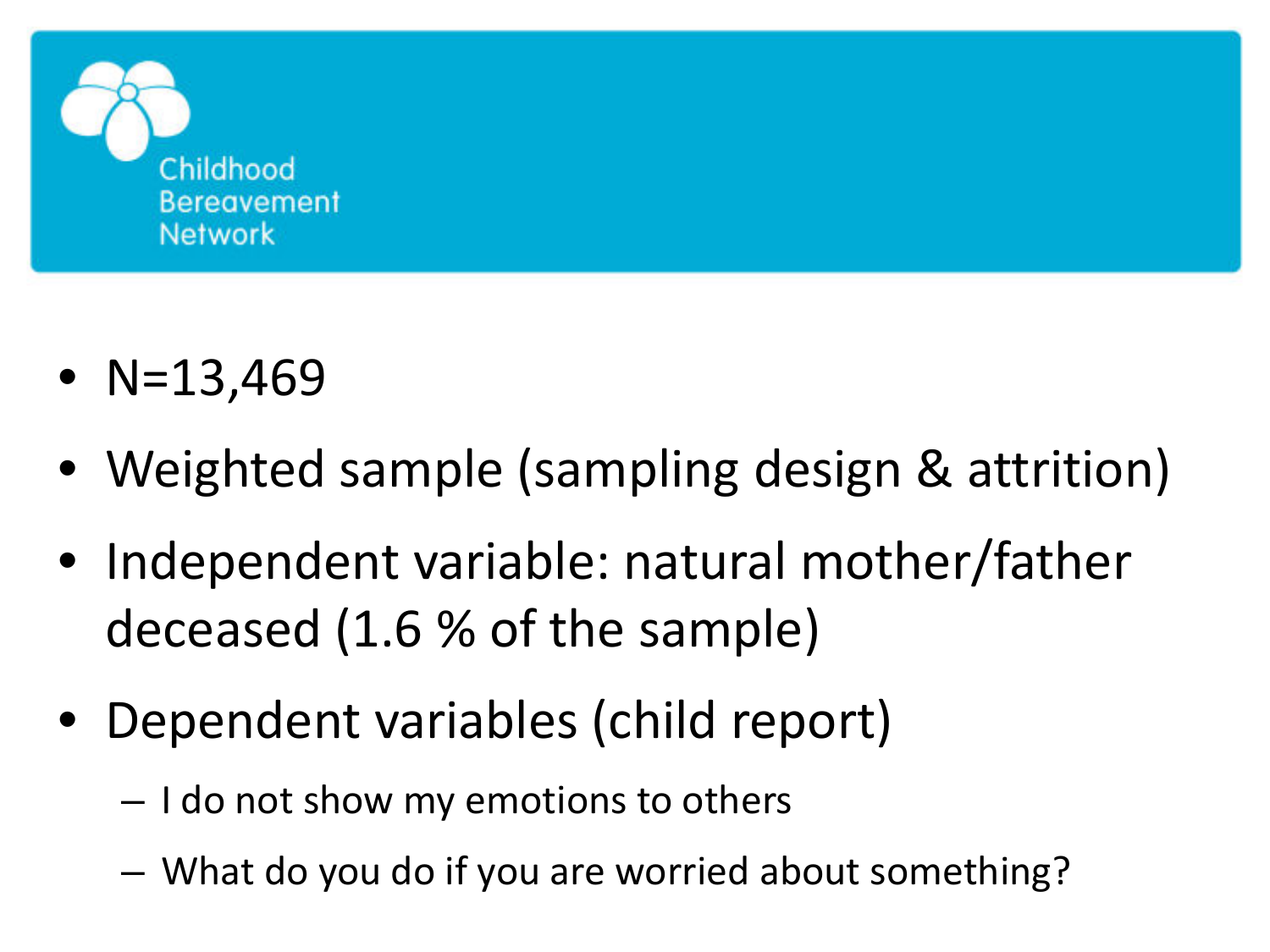Childhood Bereavement Network

- N=13,469
- Weighted sample (sampling design & attrition)
- Independent variable: natural mother/father deceased (1.6 % of the sample)
- Dependent variables (child report)
  - I do not show my emotions to others
  - What do you do if you are worried about something?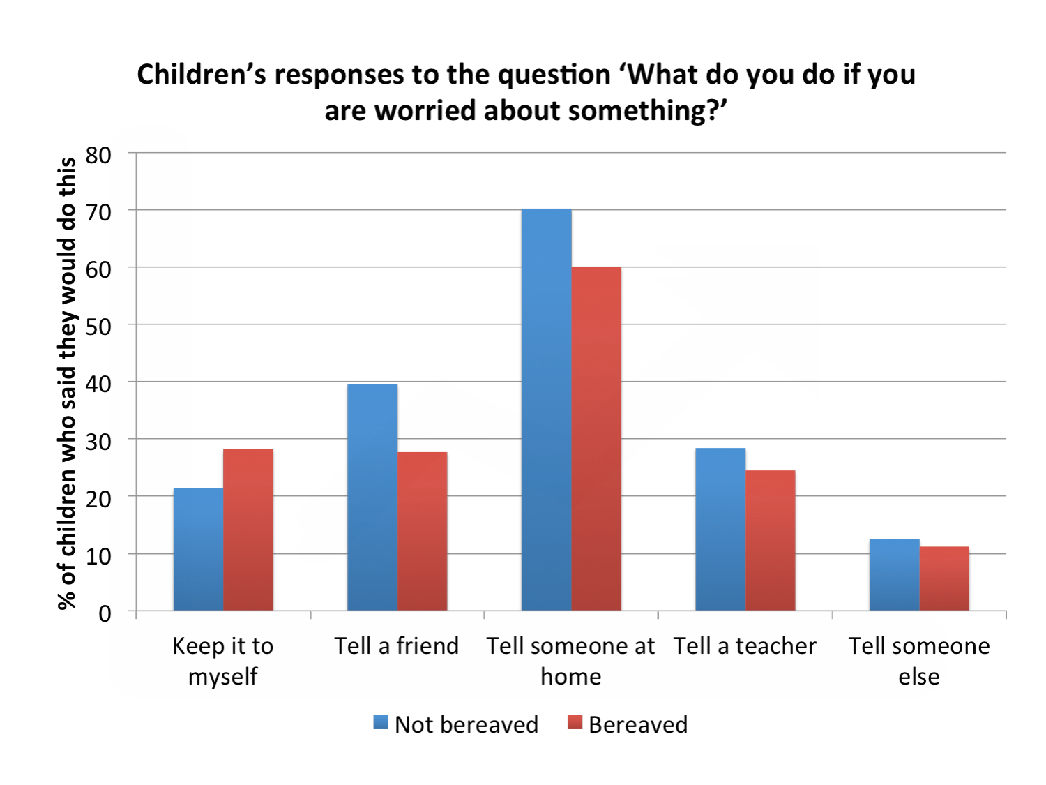## Children's responses to the question 'What do you do if you are worried about something?'

% of children who said they would do this

Keep it to myself | Tell a friend | Tell someone at home | Tell a teacher | Tell someone else

Not bereaved | Bereaved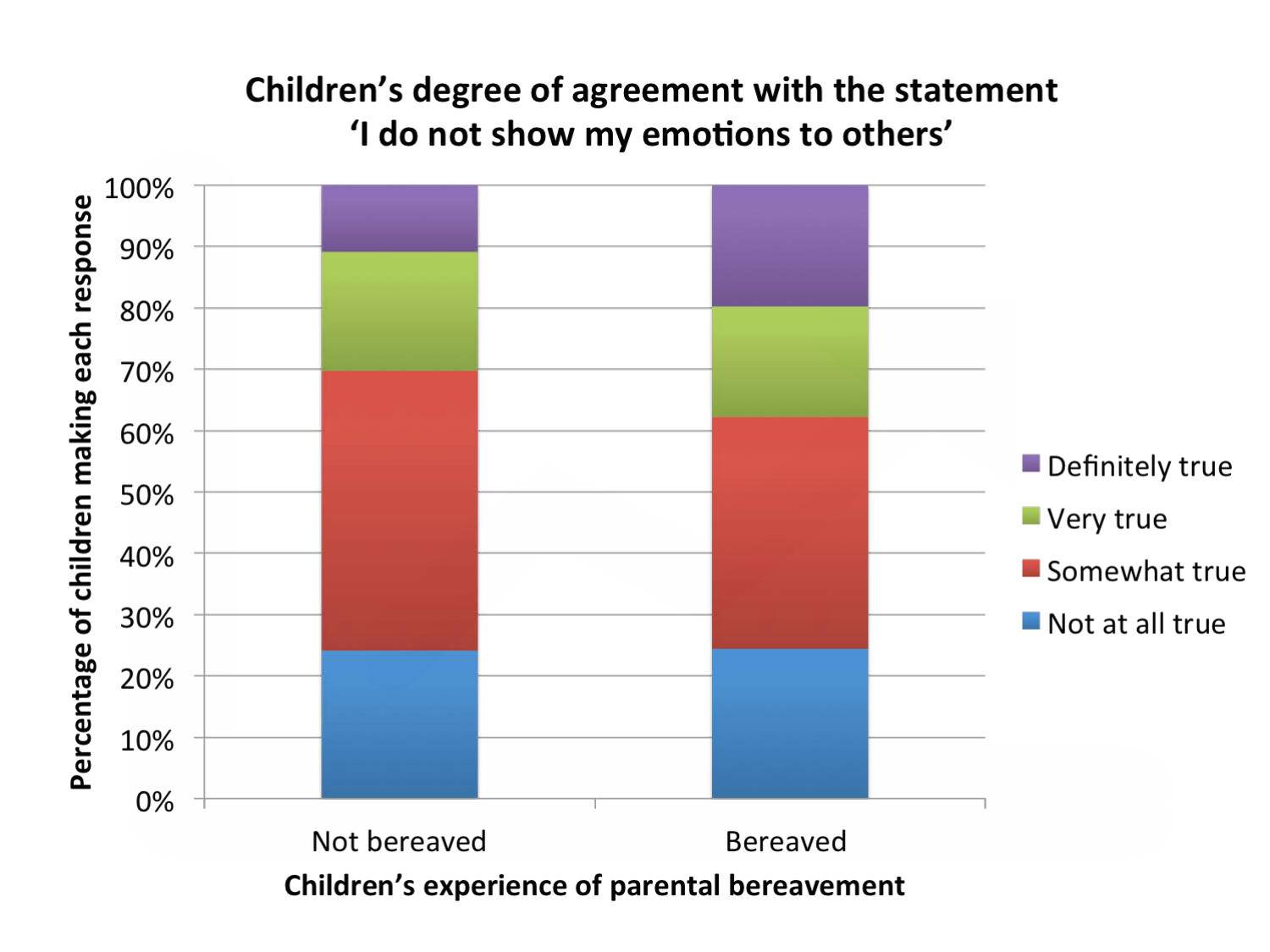# Children's degree of agreement with the statement 'I do not show my emotions to others'

Percentage of children making each response

100%
90%
80%
70%
60%
50%
40%
30%
20%
10%
0%

- Definitely true
- Very true
- Somewhat true
- Not at all true

Not bereaved | Bereaved

**Children's experience of parental bereavement**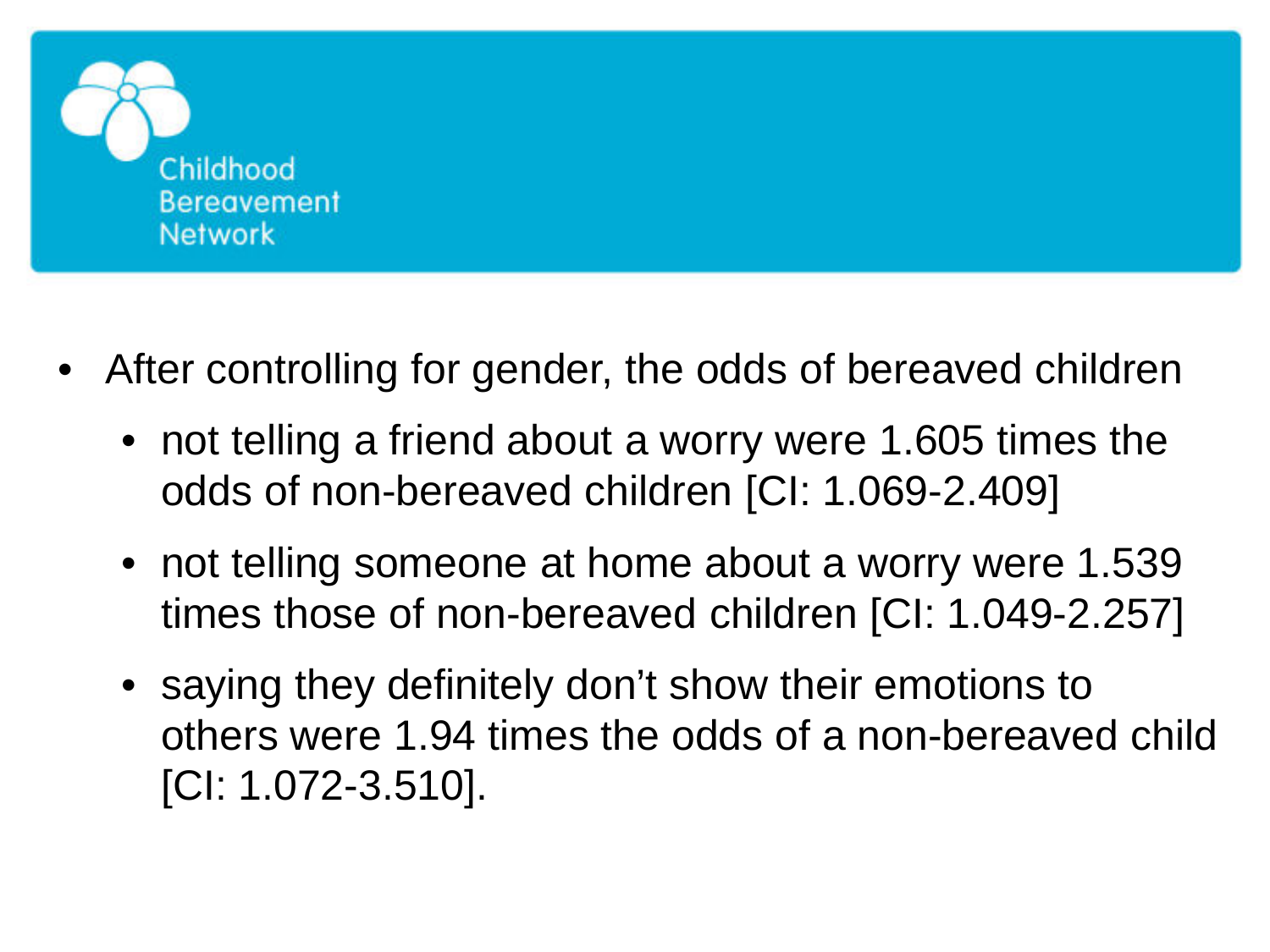- After controlling for gender, the odds of bereaved children
  - not telling a friend about a worry were 1.605 times the odds of non-bereaved children [CI: 1.069-2.409]
  - not telling someone at home about a worry were 1.539 times those of non-bereaved children [CI: 1.049-2.257]
  - saying they definitely don't show their emotions to others were 1.94 times the odds of a non-bereaved child [CI: 1.072-3.510].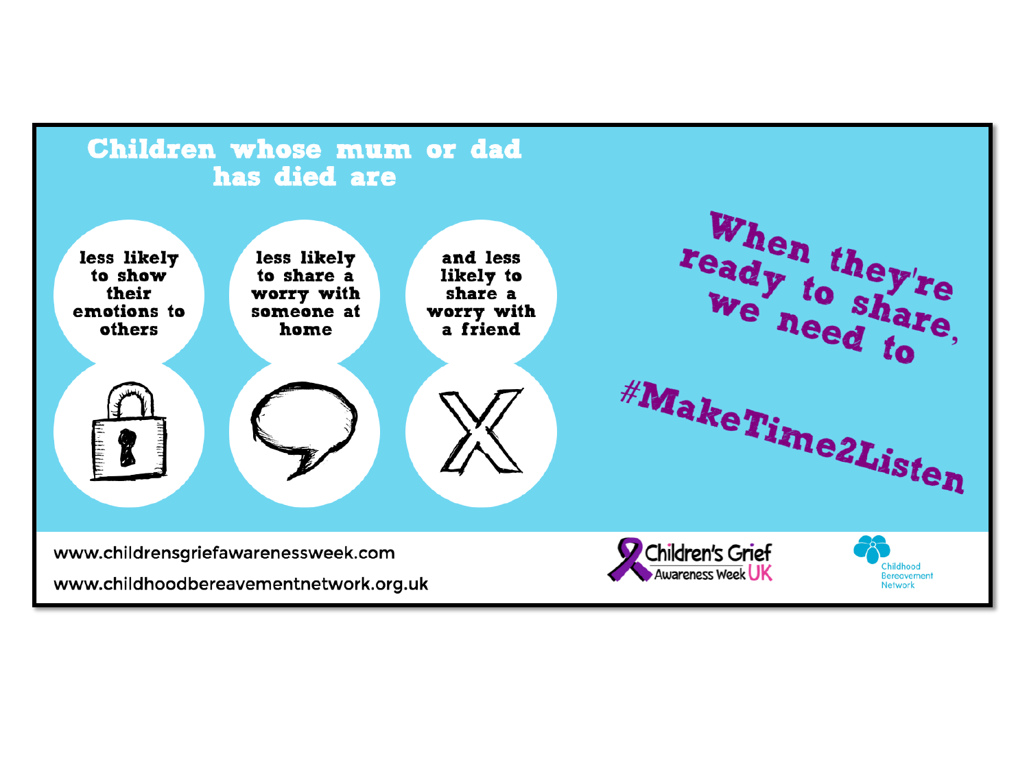## Children whose mum or dad has died are

- less likely to show their emotions to others
- less likely to share a worry with someone at home
- and less likely to share a worry with a friend

When they're ready to share, we need to

#MakeTime2Listen

www.childrensgriefawarenessweek.com

www.childhoodbereavementnetwork.org.uk

Children's Grief Awareness Week UK

Childhood Bereavement Network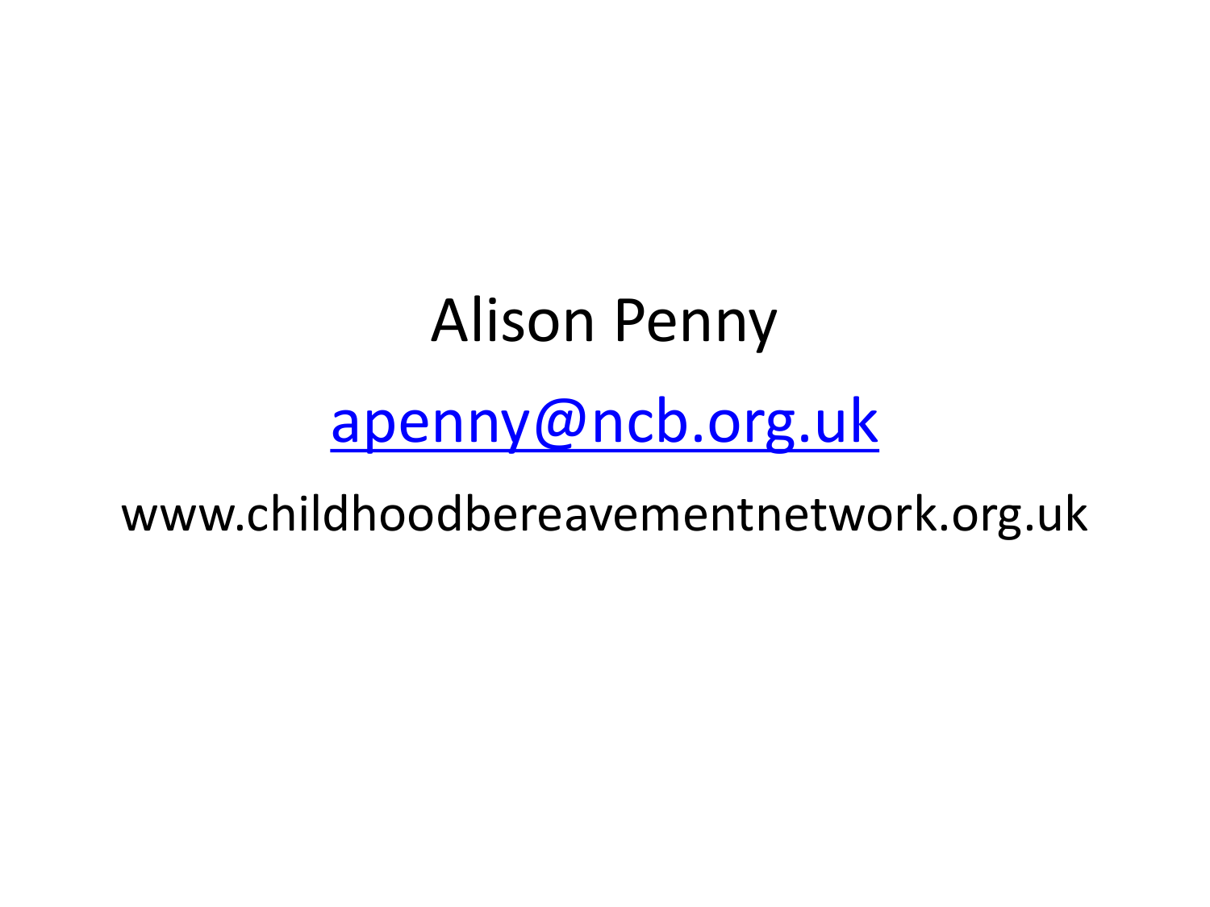Alison Penny

[apenny@ncb.org.uk](mailto:apenny@ncb.org.uk)

www.childhoodbereavementnetwork.org.uk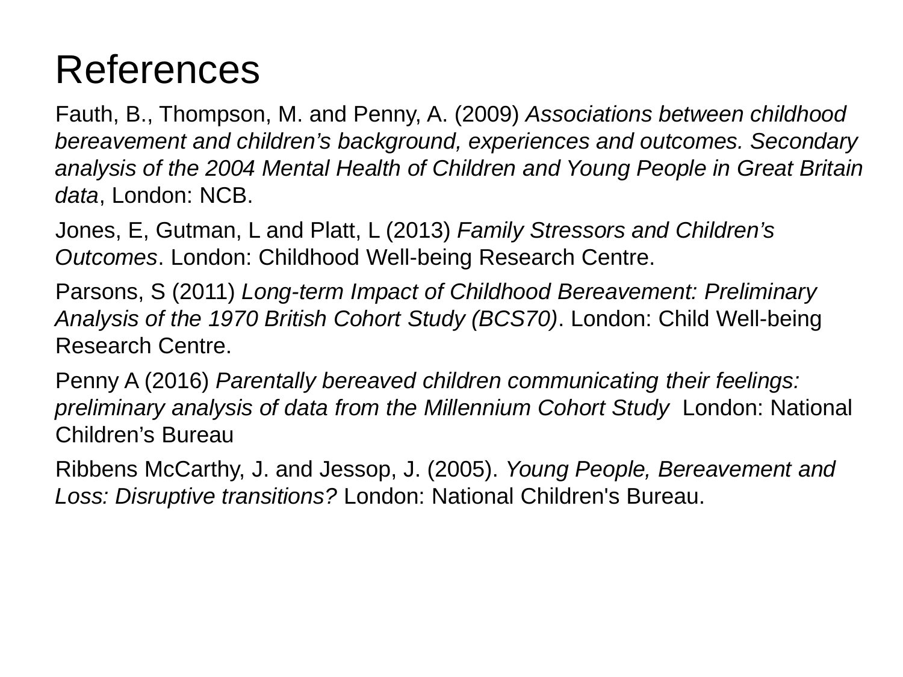# References

Fauth, B., Thompson, M. and Penny, A. (2009) *Associations between childhood bereavement and children's background, experiences and outcomes. Secondary analysis of the 2004 Mental Health of Children and Young People in Great Britain data*, London: NCB.

Jones, E, Gutman, L and Platt, L (2013) *Family Stressors and Children's Outcomes*. London: Childhood Well-being Research Centre.

Parsons, S (2011) *Long-term Impact of Childhood Bereavement: Preliminary Analysis of the 1970 British Cohort Study (BCS70)*. London: Child Well-being Research Centre.

Penny A (2016) *Parentally bereaved children communicating their feelings: preliminary analysis of data from the Millennium Cohort Study* London: National Children's Bureau

Ribbens McCarthy, J. and Jessop, J. (2005). *Young People, Bereavement and Loss: Disruptive transitions?* London: National Children's Bureau.